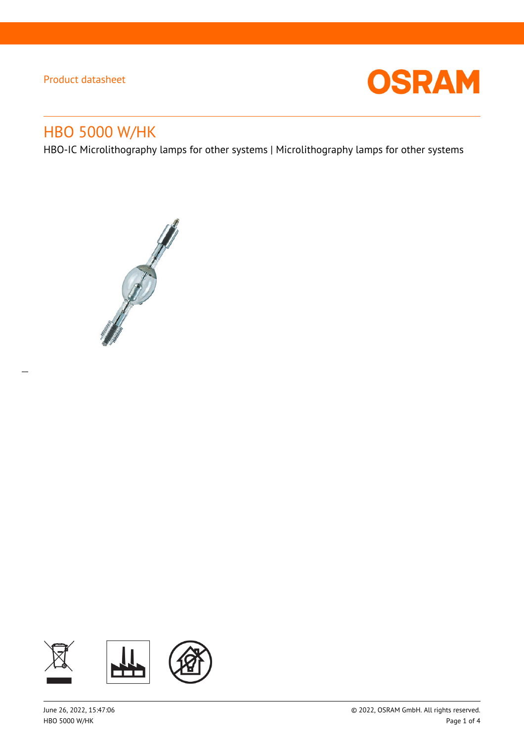Product datasheet

# HBO 5000 W/HK

HBO-IC Microlithography lamps for other systems | Microlithography lamps for other systems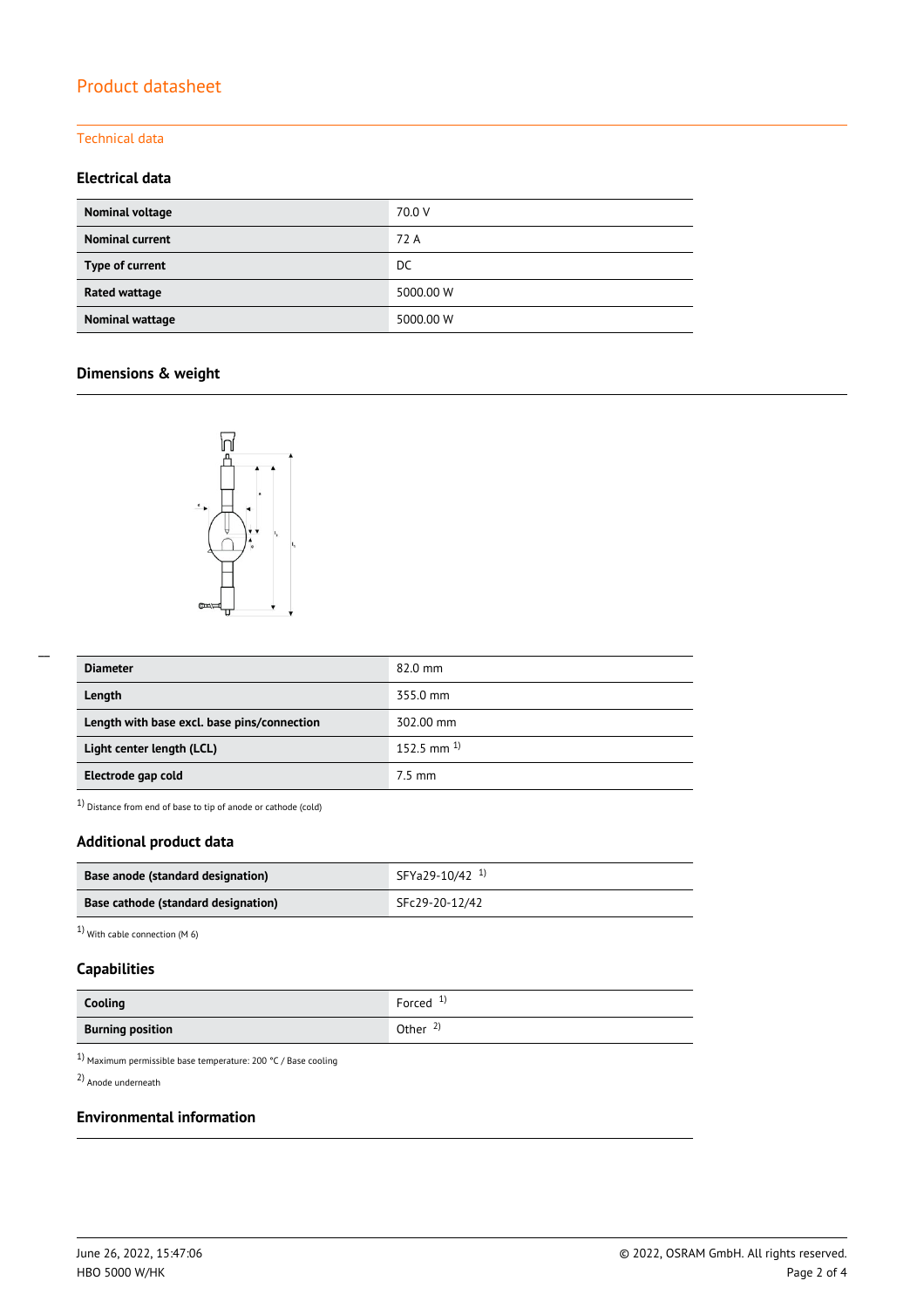# Product datasheet

## Technical data

### Electrical data

| Nominal voltage | 70.0 V |
|---|---|
| Nominal current | 72 A |
| Type of current | DC |
| Rated wattage | 5000.00 W |
| Nominal wattage | 5000.00 W |

### Dimensions & weight

| Diameter | 82.0 mm |
|---|---|
| Length | 355.0 mm |
| Length with base excl. base pins/connection | 302.00 mm |
| Light center length (LCL) | 152.5 mm [1] |
| Electrode gap cold | 7.5 mm |

[1] Distance from end of base to tip of anode or cathode (cold)

### Additional product data

| Base anode (standard designation) | SFYa29-10/42 [1] |
|---|---|
| Base cathode (standard designation) | SFc29-20-12/42 |

[1] With cable connection (M 6)

### Capabilities

| Cooling | Forced [1] |
|---|---|
| Burning position | Other [2] |

[1] Maximum permissible base temperature: 200 °C / Base cooling

[2] Anode underneath

### Environmental information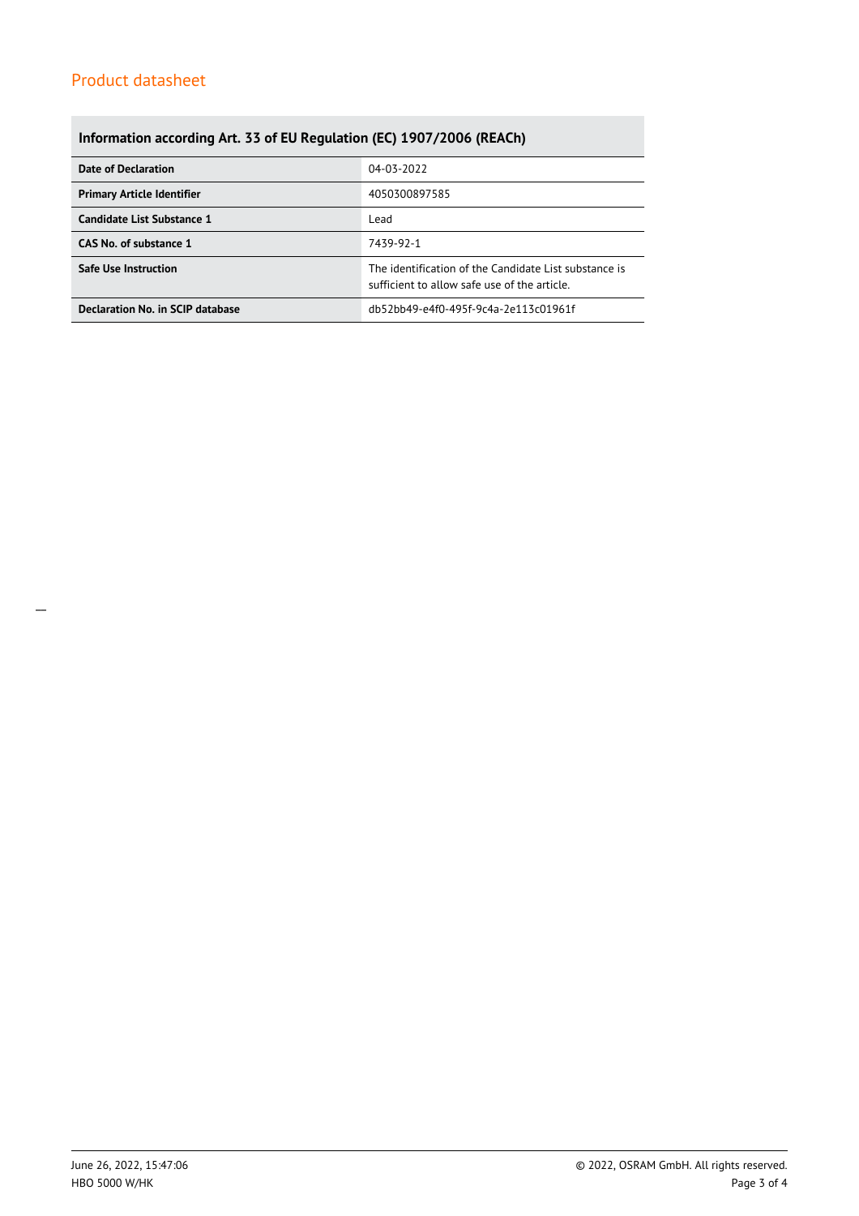## Information according Art. 33 of EU Regulation (EC) 1907/2006 (REACh)

| | |
|---|---|
| **Date of Declaration** | 04-03-2022 |
| **Primary Article Identifier** | 4050300897585 |
| **Candidate List Substance 1** | Lead |
| **CAS No. of substance 1** | 7439-92-1 |
| **Safe Use Instruction** | The identification of the Candidate List substance is sufficient to allow safe use of the article. |
| **Declaration No. in SCIP database** | db52bb49-e4f0-495f-9c4a-2e113c01961f |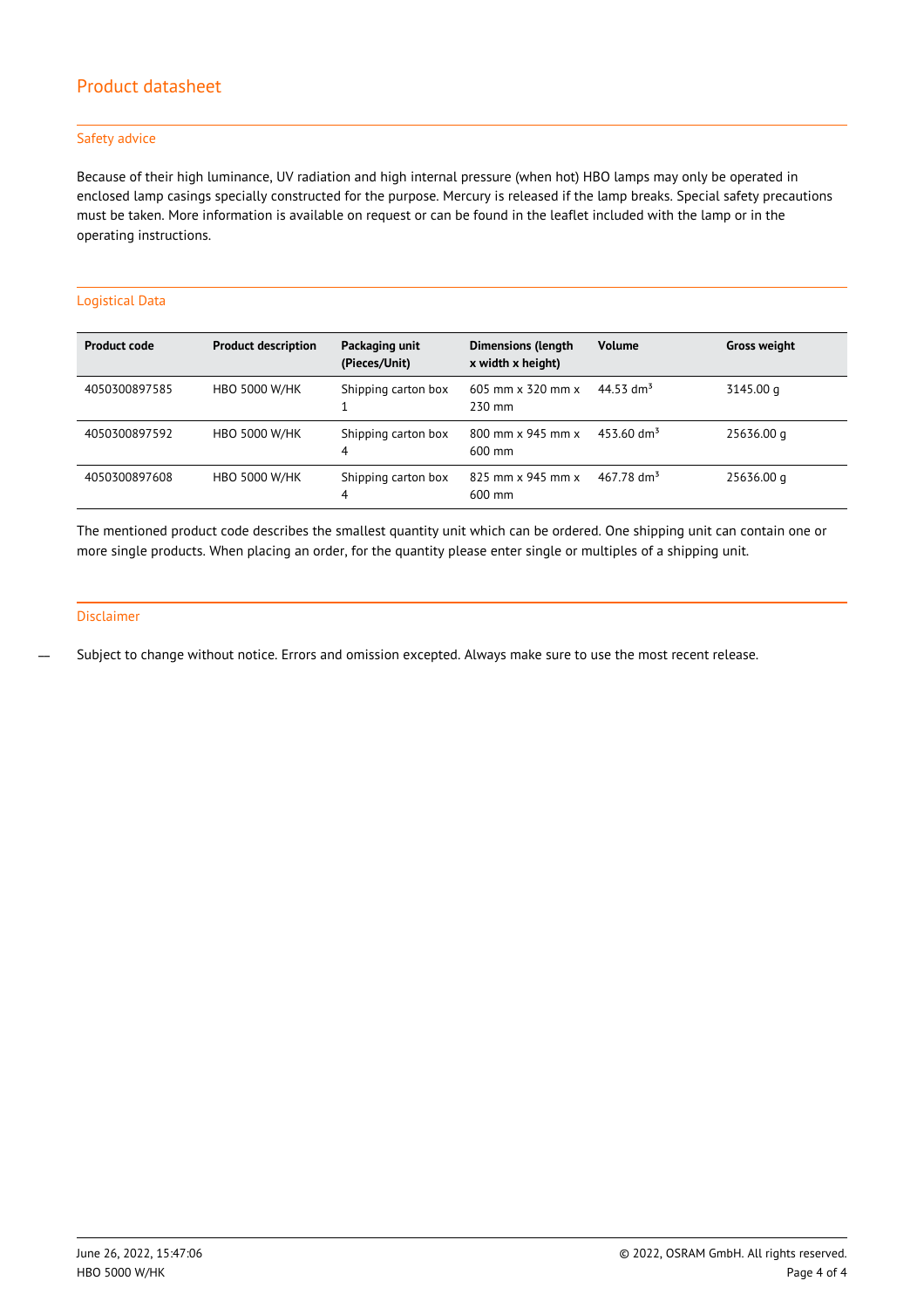# Product datasheet

## Safety advice

Because of their high luminance, UV radiation and high internal pressure (when hot) HBO lamps may only be operated in enclosed lamp casings specially constructed for the purpose. Mercury is released if the lamp breaks. Special safety precautions must be taken. More information is available on request or can be found in the leaflet included with the lamp or in the operating instructions.

## Logistical Data

| Product code | Product description | Packaging unit (Pieces/Unit) | Dimensions (length x width x height) | Volume | Gross weight |
|---|---|---|---|---|---|
| 4050300897585 | HBO 5000 W/HK | Shipping carton box 1 | 605 mm x 320 mm x 230 mm | 44.53 $dm^3$ | 3145.00 g |
| 4050300897592 | HBO 5000 W/HK | Shipping carton box 4 | 800 mm x 945 mm x 600 mm | 453.60 $dm^3$ | 25636.00 g |
| 4050300897608 | HBO 5000 W/HK | Shipping carton box 4 | 825 mm x 945 mm x 600 mm | 467.78 $dm^3$ | 25636.00 g |

The mentioned product code describes the smallest quantity unit which can be ordered. One shipping unit can contain one or more single products. When placing an order, for the quantity please enter single or multiples of a shipping unit.

## Disclaimer

Subject to change without notice. Errors and omission excepted. Always make sure to use the most recent release.